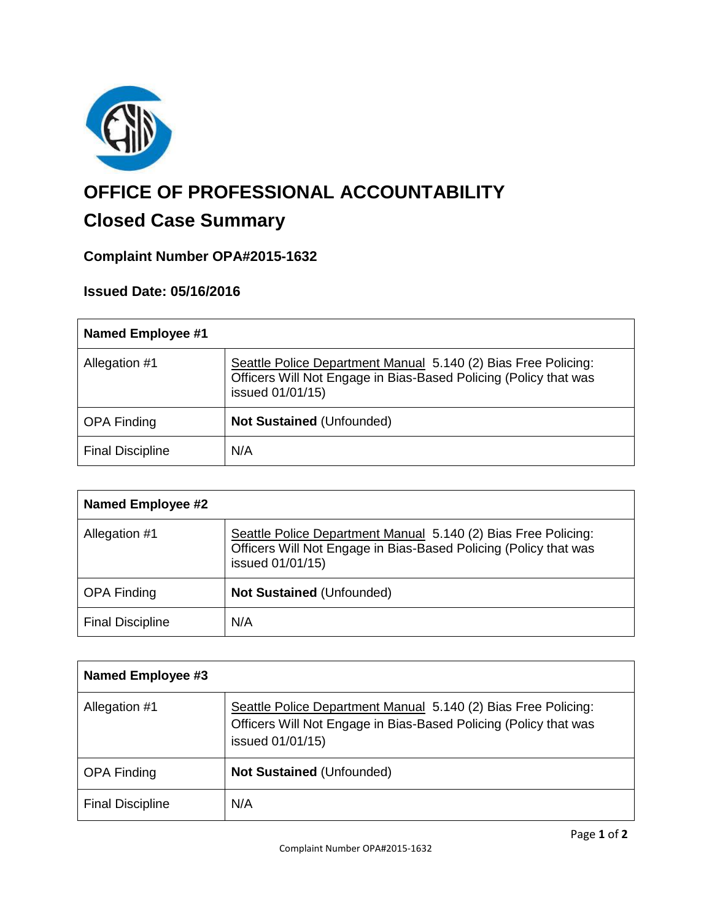# OFFICE OF PROFESSIONAL ACCOUNTABILITY

## Closed Case Summary

### Complaint Number OPA#2015-1632

### Issued Date: 05/16/2016

| Named Employee #1 | |
|---|---|
| Allegation #1 | Seattle Police Department Manual 5.140 (2) Bias Free Policing: Officers Will Not Engage in Bias-Based Policing (Policy that was issued 01/01/15) |
| OPA Finding | **Not Sustained** (Unfounded) |
| Final Discipline | N/A |

| Named Employee #2 | |
|---|---|
| Allegation #1 | Seattle Police Department Manual 5.140 (2) Bias Free Policing: Officers Will Not Engage in Bias-Based Policing (Policy that was issued 01/01/15) |
| OPA Finding | **Not Sustained** (Unfounded) |
| Final Discipline | N/A |

| Named Employee #3 | |
|---|---|
| Allegation #1 | Seattle Police Department Manual 5.140 (2) Bias Free Policing: Officers Will Not Engage in Bias-Based Policing (Policy that was issued 01/01/15) |
| OPA Finding | **Not Sustained** (Unfounded) |
| Final Discipline | N/A |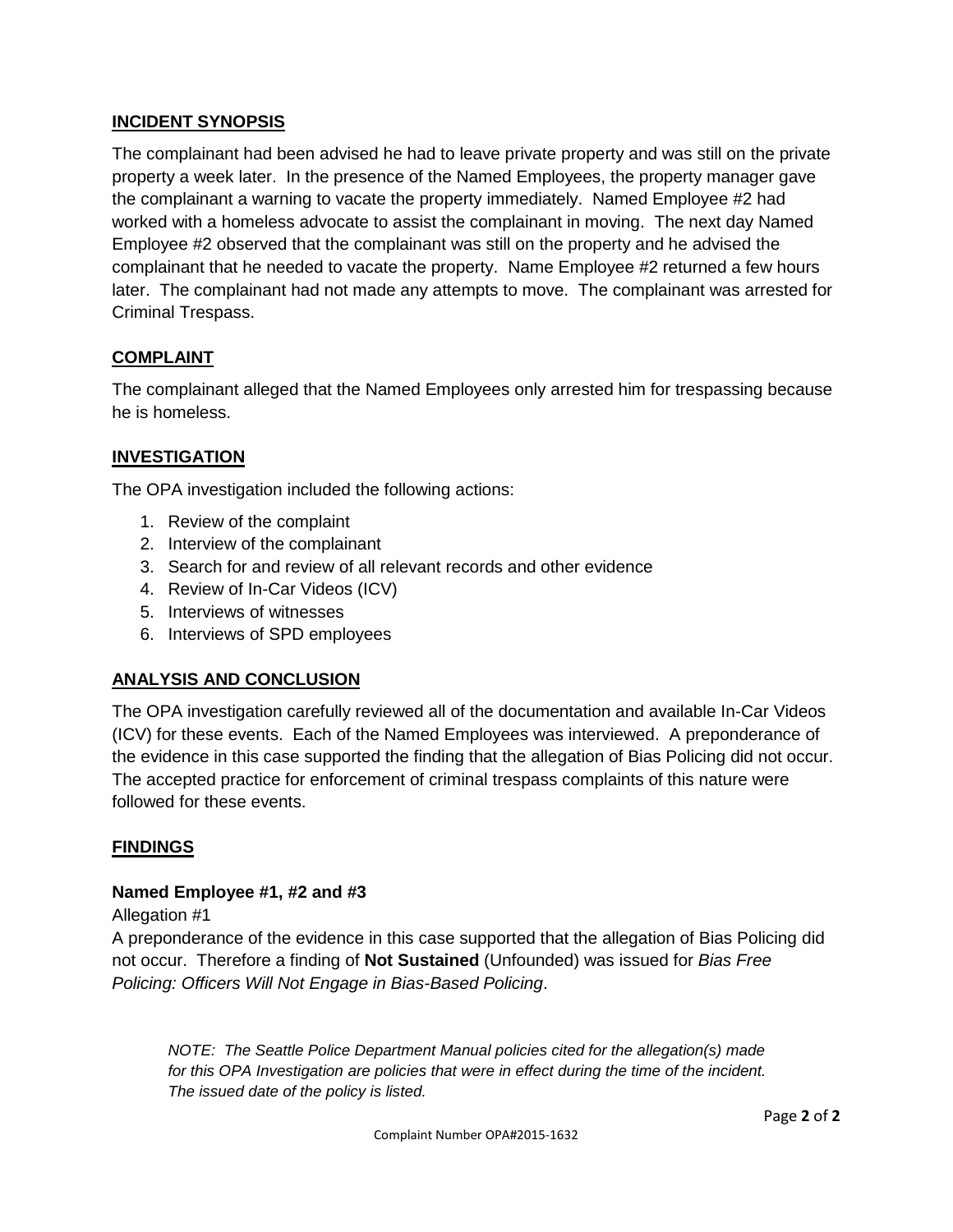## INCIDENT SYNOPSIS

The complainant had been advised he had to leave private property and was still on the private property a week later. In the presence of the Named Employees, the property manager gave the complainant a warning to vacate the property immediately. Named Employee #2 had worked with a homeless advocate to assist the complainant in moving. The next day Named Employee #2 observed that the complainant was still on the property and he advised the complainant that he needed to vacate the property. Name Employee #2 returned a few hours later. The complainant had not made any attempts to move. The complainant was arrested for Criminal Trespass.

## COMPLAINT

The complainant alleged that the Named Employees only arrested him for trespassing because he is homeless.

## INVESTIGATION

The OPA investigation included the following actions:

1. Review of the complaint
2. Interview of the complainant
3. Search for and review of all relevant records and other evidence
4. Review of In-Car Videos (ICV)
5. Interviews of witnesses
6. Interviews of SPD employees

## ANALYSIS AND CONCLUSION

The OPA investigation carefully reviewed all of the documentation and available In-Car Videos (ICV) for these events. Each of the Named Employees was interviewed. A preponderance of the evidence in this case supported the finding that the allegation of Bias Policing did not occur. The accepted practice for enforcement of criminal trespass complaints of this nature were followed for these events.

## FINDINGS

**Named Employee #1, #2 and #3**

Allegation #1

A preponderance of the evidence in this case supported that the allegation of Bias Policing did not occur. Therefore a finding of **Not Sustained** (Unfounded) was issued for *Bias Free Policing: Officers Will Not Engage in Bias-Based Policing*.

*NOTE: The Seattle Police Department Manual policies cited for the allegation(s) made for this OPA Investigation are policies that were in effect during the time of the incident. The issued date of the policy is listed.*

Complaint Number OPA#2015-1632